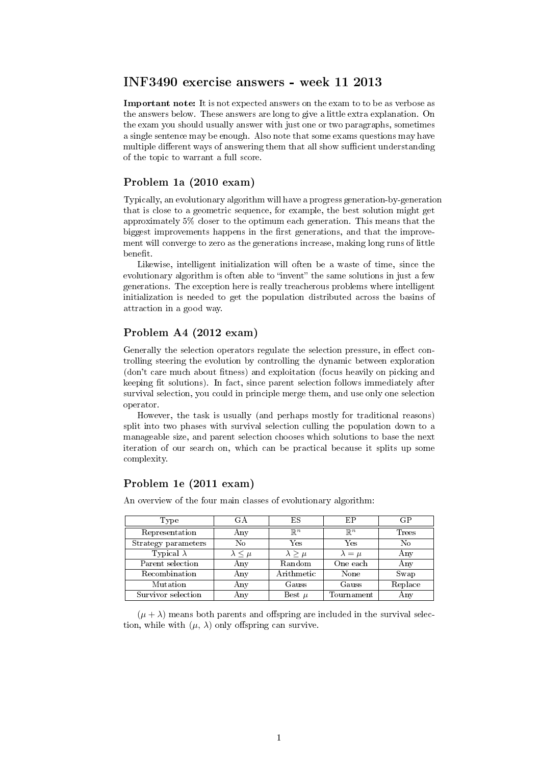# INF3490 exercise answers - week 11 2013

**Important note:** It is not expected answers on the exam to to be as verbose as the answers below. These answers are long to give a little extra explanation. On the exam you should usually answer with just one or two paragraphs, sometimes a single sentence may be enough. Also note that some exams questions may have multiple different ways of answering them that all show sufficient understanding of the topic to warrant a full score.

## Problem 1a (2010 exam)

Typically, an evolutionary algorithm will have a progress generation-by-generation that is close to a geometric sequence, for example, the best solution might get approximately 5% closer to the optimum each generation. This means that the biggest improvements happens in the first generations, and that the improvement will converge to zero as the generations increase, making long runs of little benefit.

Likewise, intelligent initialization will often be a waste of time, since the evolutionary algorithm is often able to "invent" the same solutions in just a few generations. The exception here is really treacherous problems where intelligent initialization is needed to get the population distributed across the basins of attraction in a good way.

## Problem A4 (2012 exam)

Generally the selection operators regulate the selection pressure, in effect controlling steering the evolution by controlling the dynamic between exploration (don't care much about fitness) and exploitation (focus heavily on picking and keeping fit solutions). In fact, since parent selection follows immediately after survival selection, you could in principle merge them, and use only one selection operator.

However, the task is usually (and perhaps mostly for traditional reasons) split into two phases with survival selection culling the population down to a manageable size, and parent selection chooses which solutions to base the next iteration of our search on, which can be practical because it splits up some complexity.

## Problem 1e (2011 exam)

An overview of the four main classes of evolutionary algorithm:

| Type | GA | ES | EP | GP |
|---|---|---|---|---|
| Representation | Any | $\mathbb{R}^n$ | $\mathbb{R}^n$ | Trees |
| Strategy parameters | No | Yes | Yes | No |
| Typical $\lambda$ | $\lambda \leq \mu$ | $\lambda \geq \mu$ | $\lambda = \mu$ | Any |
| Parent selection | Any | Random | One each | Any |
| Recombination | Any | Arithmetic | None | Swap |
| Mutation | Any | Gauss | Gauss | Replace |
| Survivor selection | Any | Best $\mu$ | Tournament | Any |

$(\mu + \lambda)$ means both parents and offspring are included in the survival selection, while with $(\mu, \lambda)$ only offspring can survive.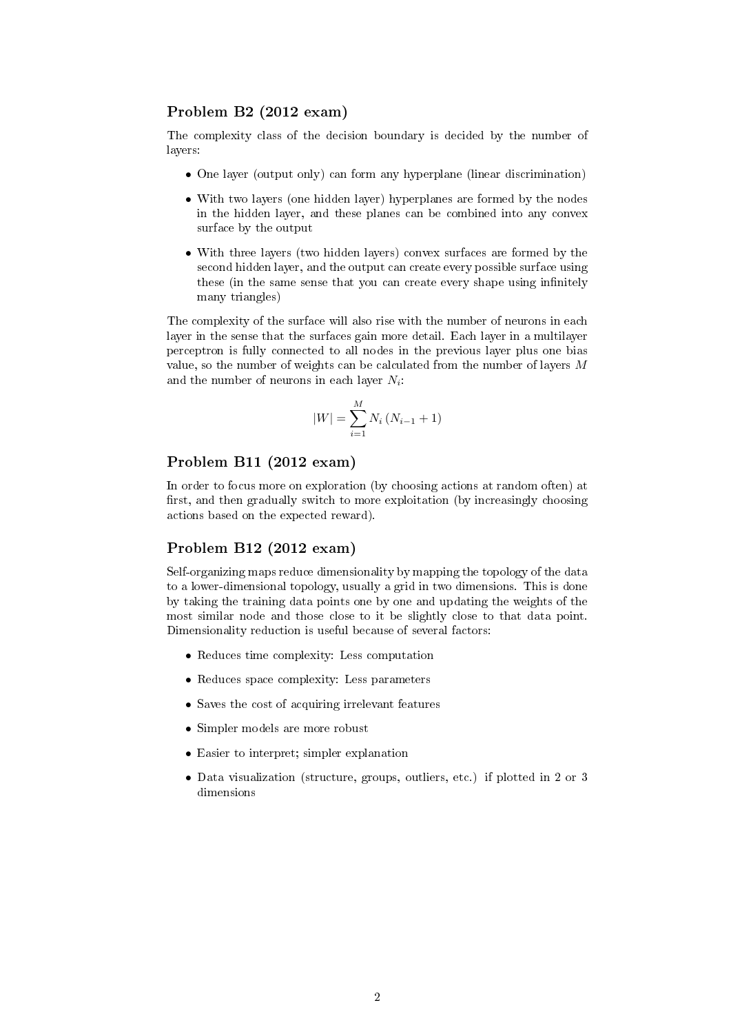## Problem B2 (2012 exam)

The complexity class of the decision boundary is decided by the number of layers:

- One layer (output only) can form any hyperplane (linear discrimination)
- With two layers (one hidden layer) hyperplanes are formed by the nodes in the hidden layer, and these planes can be combined into any convex surface by the output
- With three layers (two hidden layers) convex surfaces are formed by the second hidden layer, and the output can create every possible surface using these (in the same sense that you can create every shape using infinitely many triangles)

The complexity of the surface will also rise with the number of neurons in each layer in the sense that the surfaces gain more detail. Each layer in a multilayer perceptron is fully connected to all nodes in the previous layer plus one bias value, so the number of weights can be calculated from the number of layers $M$ and the number of neurons in each layer $N_i$:

$$|W| = \sum_{i=1}^{M} N_i \left(N_{i-1} + 1\right)$$

## Problem B11 (2012 exam)

In order to focus more on exploration (by choosing actions at random often) at first, and then gradually switch to more exploitation (by increasingly choosing actions based on the expected reward).

## Problem B12 (2012 exam)

Self-organizing maps reduce dimensionality by mapping the topology of the data to a lower-dimensional topology, usually a grid in two dimensions. This is done by taking the training data points one by one and updating the weights of the most similar node and those close to it be slightly close to that data point. Dimensionality reduction is useful because of several factors:

- Reduces time complexity: Less computation
- Reduces space complexity: Less parameters
- Saves the cost of acquiring irrelevant features
- Simpler models are more robust
- Easier to interpret; simpler explanation
- Data visualization (structure, groups, outliers, etc.) if plotted in 2 or 3 dimensions